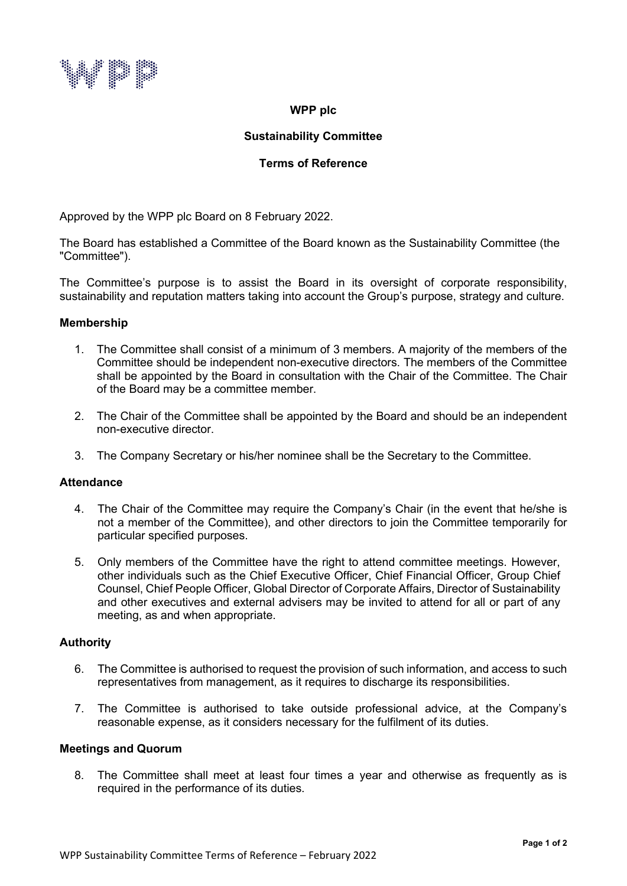# WPP plc

## Sustainability Committee

## Terms of Reference

Approved by the WPP plc Board on 8 February 2022.

The Board has established a Committee of the Board known as the Sustainability Committee (the "Committee").

The Committee's purpose is to assist the Board in its oversight of corporate responsibility, sustainability and reputation matters taking into account the Group's purpose, strategy and culture.

### Membership

1. The Committee shall consist of a minimum of 3 members. A majority of the members of the Committee should be independent non-executive directors. The members of the Committee shall be appointed by the Board in consultation with the Chair of the Committee. The Chair of the Board may be a committee member.

2. The Chair of the Committee shall be appointed by the Board and should be an independent non-executive director.

3. The Company Secretary or his/her nominee shall be the Secretary to the Committee.

### Attendance

4. The Chair of the Committee may require the Company's Chair (in the event that he/she is not a member of the Committee), and other directors to join the Committee temporarily for particular specified purposes.

5. Only members of the Committee have the right to attend committee meetings. However, other individuals such as the Chief Executive Officer, Chief Financial Officer, Group Chief Counsel, Chief People Officer, Global Director of Corporate Affairs, Director of Sustainability and other executives and external advisers may be invited to attend for all or part of any meeting, as and when appropriate.

### Authority

6. The Committee is authorised to request the provision of such information, and access to such representatives from management, as it requires to discharge its responsibilities.

7. The Committee is authorised to take outside professional advice, at the Company's reasonable expense, as it considers necessary for the fulfilment of its duties.

### Meetings and Quorum

8. The Committee shall meet at least four times a year and otherwise as frequently as is required in the performance of its duties.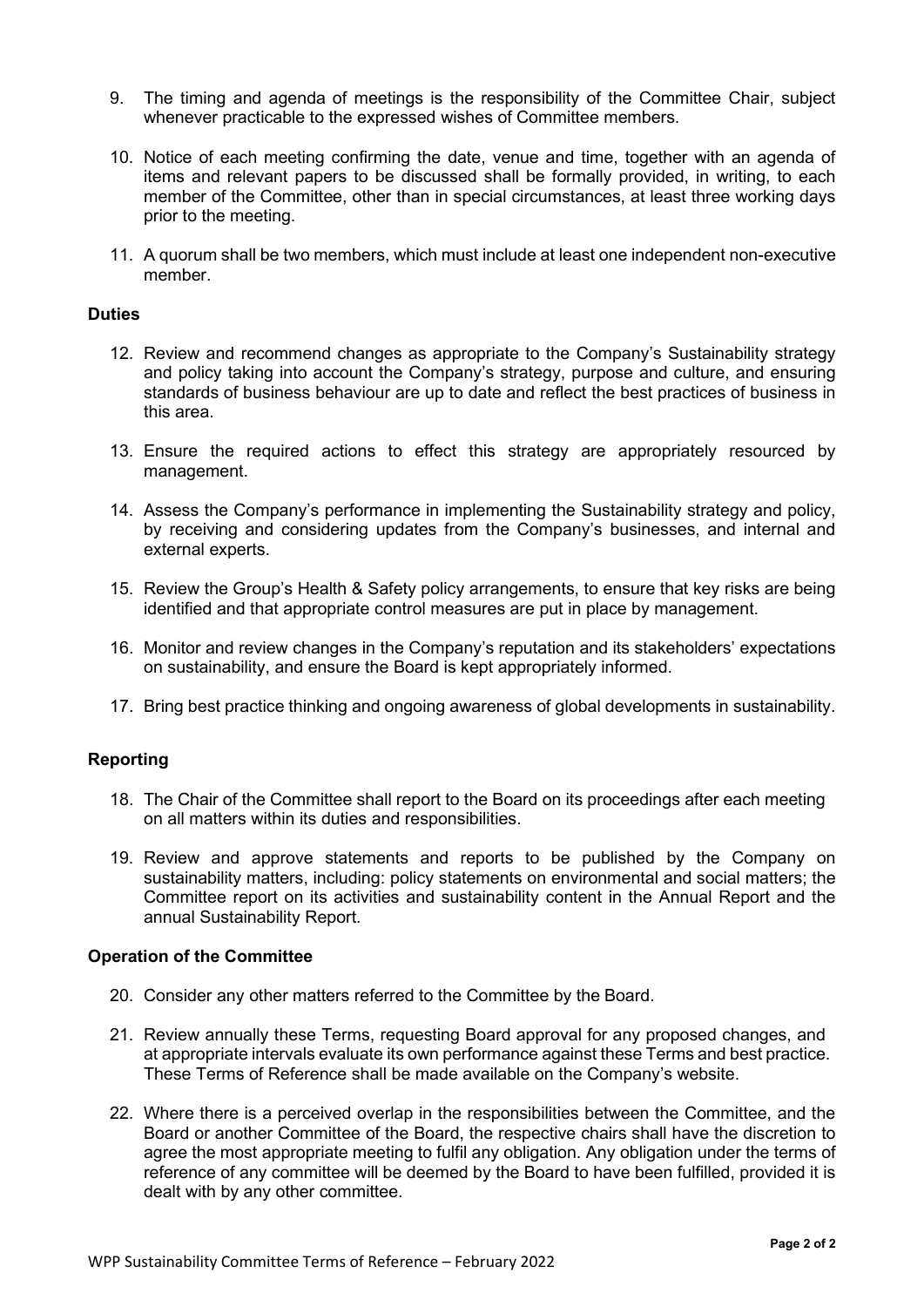9. The timing and agenda of meetings is the responsibility of the Committee Chair, subject whenever practicable to the expressed wishes of Committee members.

10. Notice of each meeting confirming the date, venue and time, together with an agenda of items and relevant papers to be discussed shall be formally provided, in writing, to each member of the Committee, other than in special circumstances, at least three working days prior to the meeting.

11. A quorum shall be two members, which must include at least one independent non-executive member.

**Duties**

12. Review and recommend changes as appropriate to the Company's Sustainability strategy and policy taking into account the Company's strategy, purpose and culture, and ensuring standards of business behaviour are up to date and reflect the best practices of business in this area.

13. Ensure the required actions to effect this strategy are appropriately resourced by management.

14. Assess the Company's performance in implementing the Sustainability strategy and policy, by receiving and considering updates from the Company's businesses, and internal and external experts.

15. Review the Group's Health & Safety policy arrangements, to ensure that key risks are being identified and that appropriate control measures are put in place by management.

16. Monitor and review changes in the Company's reputation and its stakeholders' expectations on sustainability, and ensure the Board is kept appropriately informed.

17. Bring best practice thinking and ongoing awareness of global developments in sustainability.

**Reporting**

18. The Chair of the Committee shall report to the Board on its proceedings after each meeting on all matters within its duties and responsibilities.

19. Review and approve statements and reports to be published by the Company on sustainability matters, including: policy statements on environmental and social matters; the Committee report on its activities and sustainability content in the Annual Report and the annual Sustainability Report.

**Operation of the Committee**

20. Consider any other matters referred to the Committee by the Board.

21. Review annually these Terms, requesting Board approval for any proposed changes, and at appropriate intervals evaluate its own performance against these Terms and best practice. These Terms of Reference shall be made available on the Company's website.

22. Where there is a perceived overlap in the responsibilities between the Committee, and the Board or another Committee of the Board, the respective chairs shall have the discretion to agree the most appropriate meeting to fulfil any obligation. Any obligation under the terms of reference of any committee will be deemed by the Board to have been fulfilled, provided it is dealt with by any other committee.